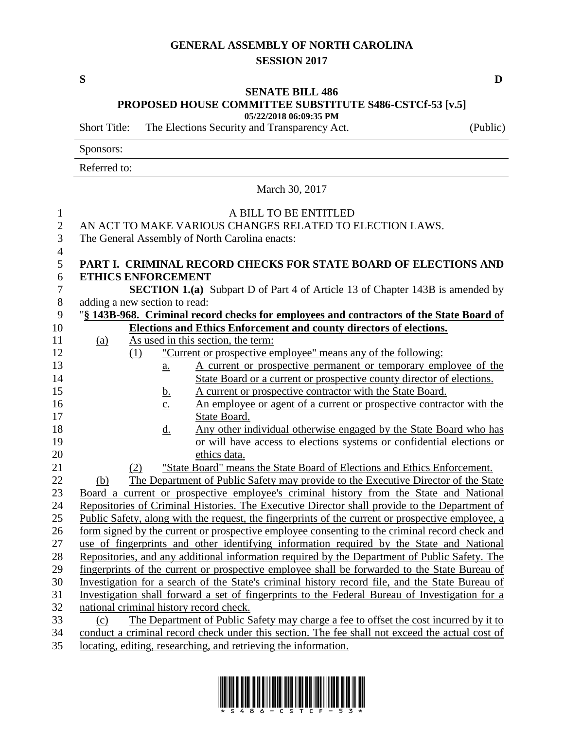# GENERAL ASSEMBLY OF NORTH CAROLINA
## SESSION 2017

S D

### SENATE BILL 486
### PROPOSED HOUSE COMMITTEE SUBSTITUTE S486-CSTCf-53 [v.5]

**05/22/2018 06:09:35 PM**

Short Title: The Elections Security and Transparency Act. (Public)

Sponsors:

Referred to:

March 30, 2017

A BILL TO BE ENTITLED

AN ACT TO MAKE VARIOUS CHANGES RELATED TO ELECTION LAWS.

The General Assembly of North Carolina enacts:

**PART I. CRIMINAL RECORD CHECKS FOR STATE BOARD OF ELECTIONS AND ETHICS ENFORCEMENT**

**SECTION 1.(a)** Subpart D of Part 4 of Article 13 of Chapter 143B is amended by adding a new section to read:

"**§ 143B-968. Criminal record checks for employees and contractors of the State Board of Elections and Ethics Enforcement and county directors of elections.**

(a) As used in this section, the term:

(1) "Current or prospective employee" means any of the following:

a. A current or prospective permanent or temporary employee of the State Board or a current or prospective county director of elections.

b. A current or prospective contractor with the State Board.

c. An employee or agent of a current or prospective contractor with the State Board.

d. Any other individual otherwise engaged by the State Board who has or will have access to elections systems or confidential elections or ethics data.

(2) "State Board" means the State Board of Elections and Ethics Enforcement.

(b) The Department of Public Safety may provide to the Executive Director of the State Board a current or prospective employee's criminal history from the State and National Repositories of Criminal Histories. The Executive Director shall provide to the Department of Public Safety, along with the request, the fingerprints of the current or prospective employee, a form signed by the current or prospective employee consenting to the criminal record check and use of fingerprints and other identifying information required by the State and National Repositories, and any additional information required by the Department of Public Safety. The fingerprints of the current or prospective employee shall be forwarded to the State Bureau of Investigation for a search of the State's criminal history record file, and the State Bureau of Investigation shall forward a set of fingerprints to the Federal Bureau of Investigation for a national criminal history record check.

(c) The Department of Public Safety may charge a fee to offset the cost incurred by it to conduct a criminal record check under this section. The fee shall not exceed the actual cost of locating, editing, researching, and retrieving the information.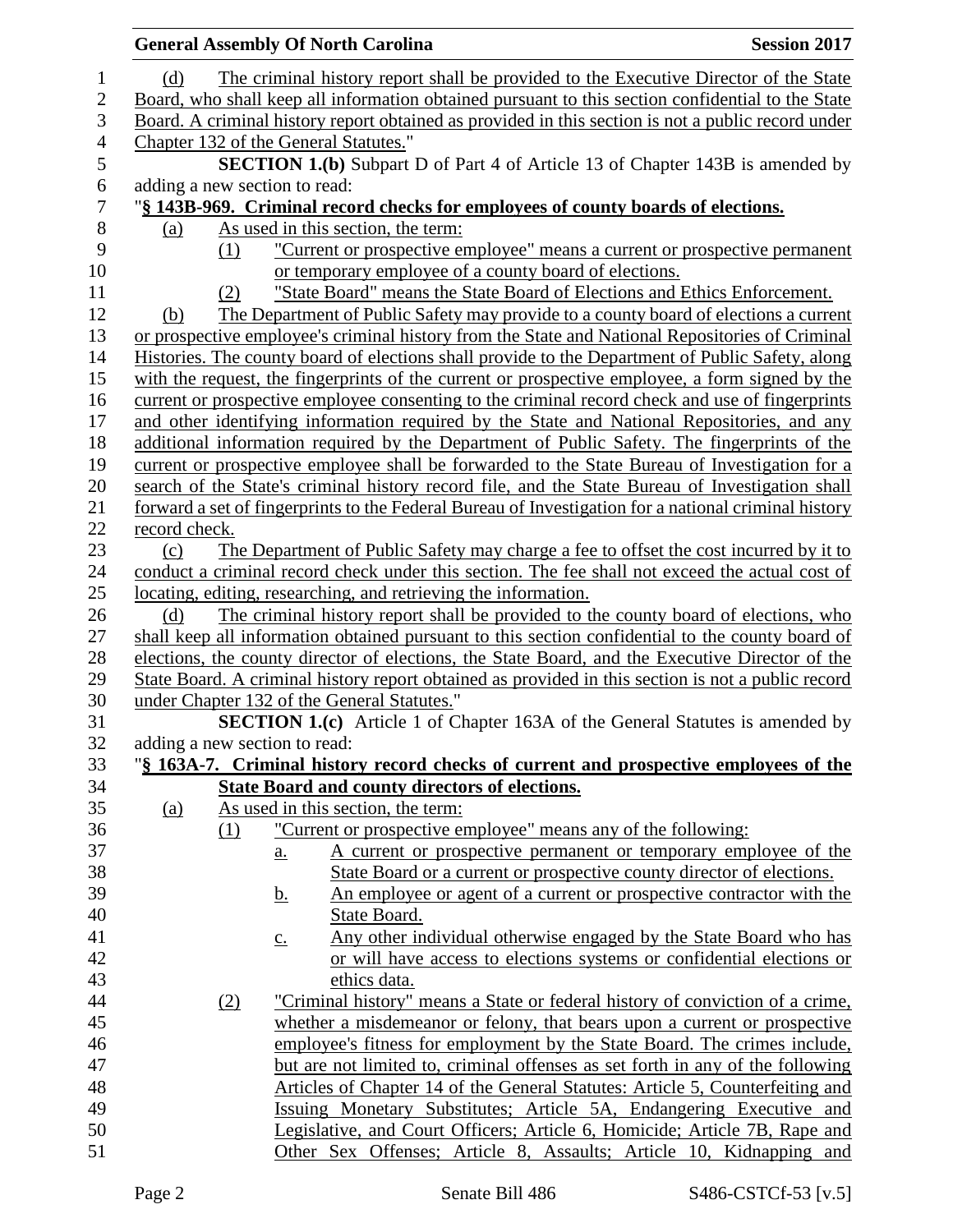(d) The criminal history report shall be provided to the Executive Director of the State Board, who shall keep all information obtained pursuant to this section confidential to the State Board. A criminal history report obtained as provided in this section is not a public record under Chapter 132 of the General Statutes."

**SECTION 1.(b)** Subpart D of Part 4 of Article 13 of Chapter 143B is amended by adding a new section to read:

"**§ 143B-969. Criminal record checks for employees of county boards of elections.**

(a) As used in this section, the term:

(1) "Current or prospective employee" means a current or prospective permanent or temporary employee of a county board of elections.

(2) "State Board" means the State Board of Elections and Ethics Enforcement.

(b) The Department of Public Safety may provide to a county board of elections a current or prospective employee's criminal history from the State and National Repositories of Criminal Histories. The county board of elections shall provide to the Department of Public Safety, along with the request, the fingerprints of the current or prospective employee, a form signed by the current or prospective employee consenting to the criminal record check and use of fingerprints and other identifying information required by the State and National Repositories, and any additional information required by the Department of Public Safety. The fingerprints of the current or prospective employee shall be forwarded to the State Bureau of Investigation for a search of the State's criminal history record file, and the State Bureau of Investigation shall forward a set of fingerprints to the Federal Bureau of Investigation for a national criminal history record check.

(c) The Department of Public Safety may charge a fee to offset the cost incurred by it to conduct a criminal record check under this section. The fee shall not exceed the actual cost of locating, editing, researching, and retrieving the information.

(d) The criminal history report shall be provided to the county board of elections, who shall keep all information obtained pursuant to this section confidential to the county board of elections, the county director of elections, the State Board, and the Executive Director of the State Board. A criminal history report obtained as provided in this section is not a public record under Chapter 132 of the General Statutes."

**SECTION 1.(c)** Article 1 of Chapter 163A of the General Statutes is amended by adding a new section to read:

"**§ 163A-7. Criminal history record checks of current and prospective employees of the State Board and county directors of elections.**

(a) As used in this section, the term:

(1) "Current or prospective employee" means any of the following:

a. A current or prospective permanent or temporary employee of the State Board or a current or prospective county director of elections.

b. An employee or agent of a current or prospective contractor with the State Board.

c. Any other individual otherwise engaged by the State Board who has or will have access to elections systems or confidential elections or ethics data.

(2) "Criminal history" means a State or federal history of conviction of a crime, whether a misdemeanor or felony, that bears upon a current or prospective employee's fitness for employment by the State Board. The crimes include, but are not limited to, criminal offenses as set forth in any of the following Articles of Chapter 14 of the General Statutes: Article 5, Counterfeiting and Issuing Monetary Substitutes; Article 5A, Endangering Executive and Legislative, and Court Officers; Article 6, Homicide; Article 7B, Rape and Other Sex Offenses; Article 8, Assaults; Article 10, Kidnapping and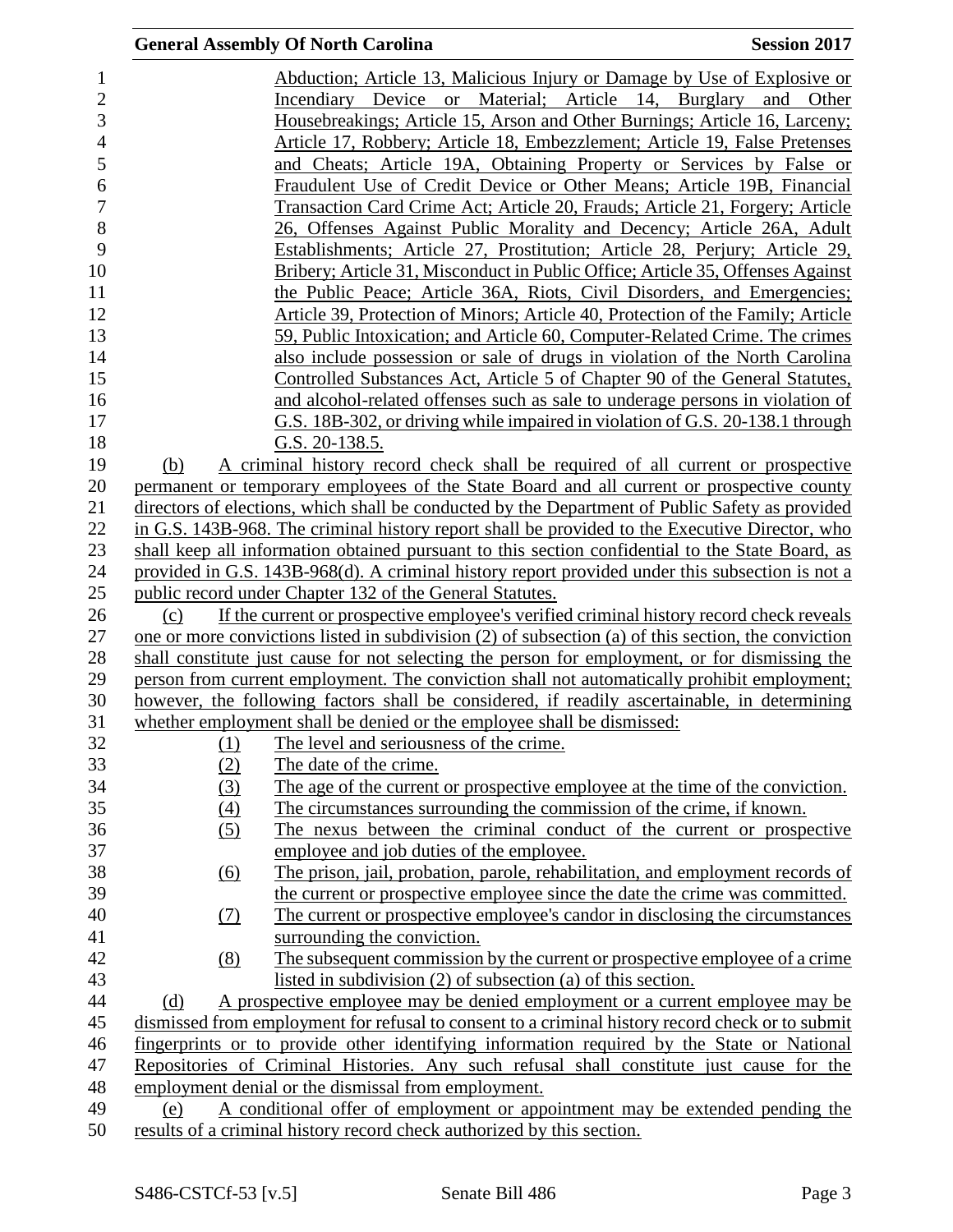Abduction; Article 13, Malicious Injury or Damage by Use of Explosive or Incendiary Device or Material; Article 14, Burglary and Other Housebreakings; Article 15, Arson and Other Burnings; Article 16, Larceny; Article 17, Robbery; Article 18, Embezzlement; Article 19, False Pretenses and Cheats; Article 19A, Obtaining Property or Services by False or Fraudulent Use of Credit Device or Other Means; Article 19B, Financial Transaction Card Crime Act; Article 20, Frauds; Article 21, Forgery; Article 26, Offenses Against Public Morality and Decency; Article 26A, Adult Establishments; Article 27, Prostitution; Article 28, Perjury; Article 29, Bribery; Article 31, Misconduct in Public Office; Article 35, Offenses Against the Public Peace; Article 36A, Riots, Civil Disorders, and Emergencies; Article 39, Protection of Minors; Article 40, Protection of the Family; Article 59, Public Intoxication; and Article 60, Computer-Related Crime. The crimes also include possession or sale of drugs in violation of the North Carolina Controlled Substances Act, Article 5 of Chapter 90 of the General Statutes, and alcohol-related offenses such as sale to underage persons in violation of G.S. 18B-302, or driving while impaired in violation of G.S. 20-138.1 through G.S. 20-138.5.

(b) A criminal history record check shall be required of all current or prospective permanent or temporary employees of the State Board and all current or prospective county directors of elections, which shall be conducted by the Department of Public Safety as provided in G.S. 143B-968. The criminal history report shall be provided to the Executive Director, who shall keep all information obtained pursuant to this section confidential to the State Board, as provided in G.S. 143B-968(d). A criminal history report provided under this subsection is not a public record under Chapter 132 of the General Statutes.

(c) If the current or prospective employee's verified criminal history record check reveals one or more convictions listed in subdivision (2) of subsection (a) of this section, the conviction shall constitute just cause for not selecting the person for employment, or for dismissing the person from current employment. The conviction shall not automatically prohibit employment; however, the following factors shall be considered, if readily ascertainable, in determining whether employment shall be denied or the employee shall be dismissed:

(1) The level and seriousness of the crime.
(2) The date of the crime.
(3) The age of the current or prospective employee at the time of the conviction.
(4) The circumstances surrounding the commission of the crime, if known.
(5) The nexus between the criminal conduct of the current or prospective employee and job duties of the employee.
(6) The prison, jail, probation, parole, rehabilitation, and employment records of the current or prospective employee since the date the crime was committed.
(7) The current or prospective employee's candor in disclosing the circumstances surrounding the conviction.
(8) The subsequent commission by the current or prospective employee of a crime listed in subdivision (2) of subsection (a) of this section.

(d) A prospective employee may be denied employment or a current employee may be dismissed from employment for refusal to consent to a criminal history record check or to submit fingerprints or to provide other identifying information required by the State or National Repositories of Criminal Histories. Any such refusal shall constitute just cause for the employment denial or the dismissal from employment.

(e) A conditional offer of employment or appointment may be extended pending the results of a criminal history record check authorized by this section.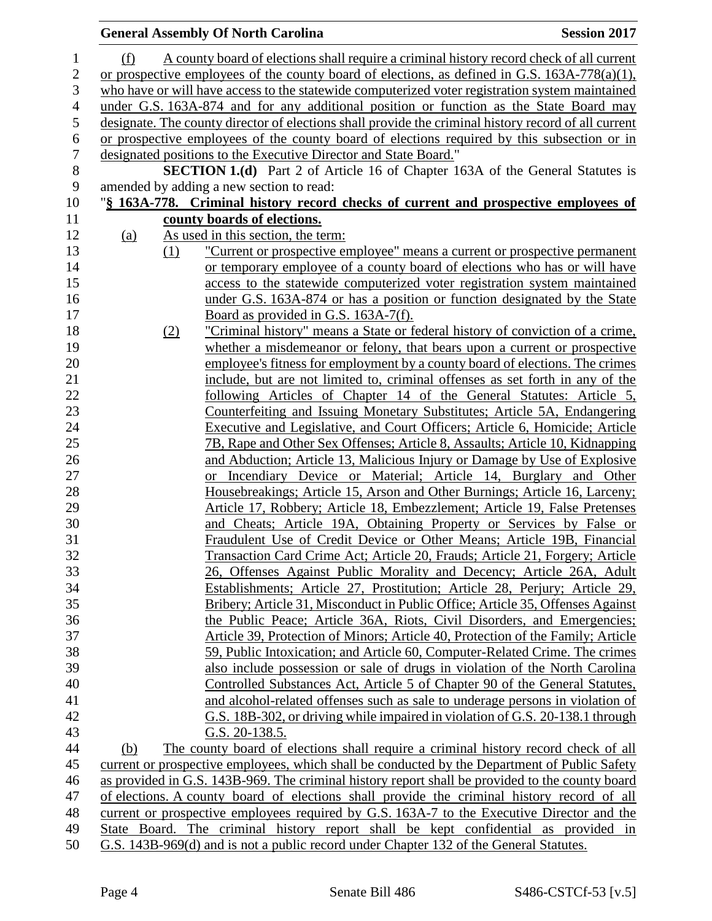(f) A county board of elections shall require a criminal history record check of all current or prospective employees of the county board of elections, as defined in G.S. 163A-778(a)(1), who have or will have access to the statewide computerized voter registration system maintained under G.S. 163A-874 and for any additional position or function as the State Board may designate. The county director of elections shall provide the criminal history record of all current or prospective employees of the county board of elections required by this subsection or in designated positions to the Executive Director and State Board."

**SECTION 1.(d)** Part 2 of Article 16 of Chapter 163A of the General Statutes is amended by adding a new section to read:

"**§ 163A-778. Criminal history record checks of current and prospective employees of county boards of elections.**

(a) As used in this section, the term:

(1) "Current or prospective employee" means a current or prospective permanent or temporary employee of a county board of elections who has or will have access to the statewide computerized voter registration system maintained under G.S. 163A-874 or has a position or function designated by the State Board as provided in G.S. 163A-7(f).

(2) "Criminal history" means a State or federal history of conviction of a crime, whether a misdemeanor or felony, that bears upon a current or prospective employee's fitness for employment by a county board of elections. The crimes include, but are not limited to, criminal offenses as set forth in any of the following Articles of Chapter 14 of the General Statutes: Article 5, Counterfeiting and Issuing Monetary Substitutes; Article 5A, Endangering Executive and Legislative, and Court Officers; Article 6, Homicide; Article 7B, Rape and Other Sex Offenses; Article 8, Assaults; Article 10, Kidnapping and Abduction; Article 13, Malicious Injury or Damage by Use of Explosive or Incendiary Device or Material; Article 14, Burglary and Other Housebreakings; Article 15, Arson and Other Burnings; Article 16, Larceny; Article 17, Robbery; Article 18, Embezzlement; Article 19, False Pretenses and Cheats; Article 19A, Obtaining Property or Services by False or Fraudulent Use of Credit Device or Other Means; Article 19B, Financial Transaction Card Crime Act; Article 20, Frauds; Article 21, Forgery; Article 26, Offenses Against Public Morality and Decency; Article 26A, Adult Establishments; Article 27, Prostitution; Article 28, Perjury; Article 29, Bribery; Article 31, Misconduct in Public Office; Article 35, Offenses Against the Public Peace; Article 36A, Riots, Civil Disorders, and Emergencies; Article 39, Protection of Minors; Article 40, Protection of the Family; Article 59, Public Intoxication; and Article 60, Computer-Related Crime. The crimes also include possession or sale of drugs in violation of the North Carolina Controlled Substances Act, Article 5 of Chapter 90 of the General Statutes, and alcohol-related offenses such as sale to underage persons in violation of G.S. 18B-302, or driving while impaired in violation of G.S. 20-138.1 through G.S. 20-138.5.

(b) The county board of elections shall require a criminal history record check of all current or prospective employees, which shall be conducted by the Department of Public Safety as provided in G.S. 143B-969. The criminal history report shall be provided to the county board of elections. A county board of elections shall provide the criminal history record of all current or prospective employees required by G.S. 163A-7 to the Executive Director and the State Board. The criminal history report shall be kept confidential as provided in G.S. 143B-969(d) and is not a public record under Chapter 132 of the General Statutes.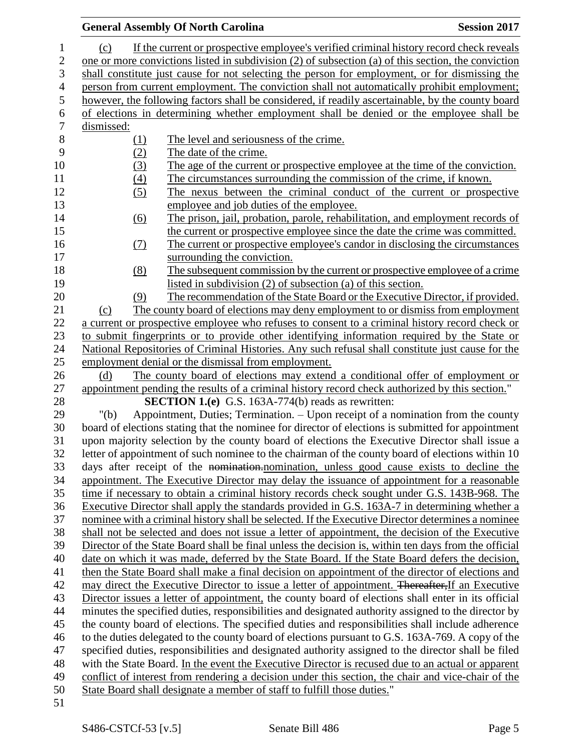(c) If the current or prospective employee's verified criminal history record check reveals one or more convictions listed in subdivision (2) of subsection (a) of this section, the conviction shall constitute just cause for not selecting the person for employment, or for dismissing the person from current employment. The conviction shall not automatically prohibit employment; however, the following factors shall be considered, if readily ascertainable, by the county board of elections in determining whether employment shall be denied or the employee shall be dismissed:

(1) The level and seriousness of the crime.

(2) The date of the crime.

(3) The age of the current or prospective employee at the time of the conviction.

(4) The circumstances surrounding the commission of the crime, if known.

(5) The nexus between the criminal conduct of the current or prospective employee and job duties of the employee.

(6) The prison, jail, probation, parole, rehabilitation, and employment records of the current or prospective employee since the date the crime was committed.

(7) The current or prospective employee's candor in disclosing the circumstances surrounding the conviction.

(8) The subsequent commission by the current or prospective employee of a crime listed in subdivision (2) of subsection (a) of this section.

(9) The recommendation of the State Board or the Executive Director, if provided.

(c) The county board of elections may deny employment to or dismiss from employment a current or prospective employee who refuses to consent to a criminal history record check or to submit fingerprints or to provide other identifying information required by the State or National Repositories of Criminal Histories. Any such refusal shall constitute just cause for the employment denial or the dismissal from employment.

(d) The county board of elections may extend a conditional offer of employment or appointment pending the results of a criminal history record check authorized by this section."

**SECTION 1.(e)** G.S. 163A-774(b) reads as rewritten:

"(b) Appointment, Duties; Termination. – Upon receipt of a nomination from the county board of elections stating that the nominee for director of elections is submitted for appointment upon majority selection by the county board of elections the Executive Director shall issue a letter of appointment of such nominee to the chairman of the county board of elections within 10 days after receipt of the ~~nomination.~~nomination, unless good cause exists to decline the appointment. The Executive Director may delay the issuance of appointment for a reasonable time if necessary to obtain a criminal history records check sought under G.S. 143B-968. The Executive Director shall apply the standards provided in G.S. 163A-7 in determining whether a nominee with a criminal history shall be selected. If the Executive Director determines a nominee shall not be selected and does not issue a letter of appointment, the decision of the Executive Director of the State Board shall be final unless the decision is, within ten days from the official date on which it was made, deferred by the State Board. If the State Board defers the decision, then the State Board shall make a final decision on appointment of the director of elections and may direct the Executive Director to issue a letter of appointment. ~~Thereafter,~~If an Executive Director issues a letter of appointment, the county board of elections shall enter in its official minutes the specified duties, responsibilities and designated authority assigned to the director by the county board of elections. The specified duties and responsibilities shall include adherence to the duties delegated to the county board of elections pursuant to G.S. 163A-769. A copy of the specified duties, responsibilities and designated authority assigned to the director shall be filed with the State Board. In the event the Executive Director is recused due to an actual or apparent conflict of interest from rendering a decision under this section, the chair and vice-chair of the State Board shall designate a member of staff to fulfill those duties."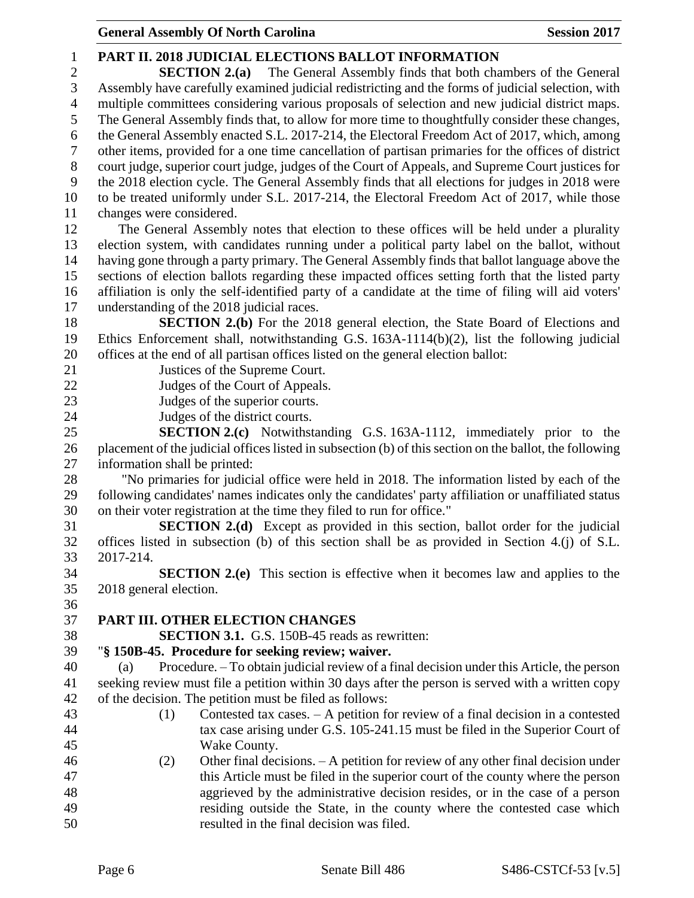## PART II. 2018 JUDICIAL ELECTIONS BALLOT INFORMATION

**SECTION 2.(a)** The General Assembly finds that both chambers of the General Assembly have carefully examined judicial redistricting and the forms of judicial selection, with multiple committees considering various proposals of selection and new judicial district maps. The General Assembly finds that, to allow for more time to thoughtfully consider these changes, the General Assembly enacted S.L. 2017-214, the Electoral Freedom Act of 2017, which, among other items, provided for a one time cancellation of partisan primaries for the offices of district court judge, superior court judge, judges of the Court of Appeals, and Supreme Court justices for the 2018 election cycle. The General Assembly finds that all elections for judges in 2018 were to be treated uniformly under S.L. 2017-214, the Electoral Freedom Act of 2017, while those changes were considered.

The General Assembly notes that election to these offices will be held under a plurality election system, with candidates running under a political party label on the ballot, without having gone through a party primary. The General Assembly finds that ballot language above the sections of election ballots regarding these impacted offices setting forth that the listed party affiliation is only the self-identified party of a candidate at the time of filing will aid voters' understanding of the 2018 judicial races.

**SECTION 2.(b)** For the 2018 general election, the State Board of Elections and Ethics Enforcement shall, notwithstanding G.S. 163A-1114(b)(2), list the following judicial offices at the end of all partisan offices listed on the general election ballot:

Justices of the Supreme Court.
Judges of the Court of Appeals.
Judges of the superior courts.
Judges of the district courts.

**SECTION 2.(c)** Notwithstanding G.S. 163A-1112, immediately prior to the placement of the judicial offices listed in subsection (b) of this section on the ballot, the following information shall be printed:

"No primaries for judicial office were held in 2018. The information listed by each of the following candidates' names indicates only the candidates' party affiliation or unaffiliated status on their voter registration at the time they filed to run for office."

**SECTION 2.(d)** Except as provided in this section, ballot order for the judicial offices listed in subsection (b) of this section shall be as provided in Section 4.(j) of S.L. 2017-214.

**SECTION 2.(e)** This section is effective when it becomes law and applies to the 2018 general election.

## PART III. OTHER ELECTION CHANGES

**SECTION 3.1.** G.S. 150B-45 reads as rewritten:

"**§ 150B-45. Procedure for seeking review; waiver.**

(a) Procedure. – To obtain judicial review of a final decision under this Article, the person seeking review must file a petition within 30 days after the person is served with a written copy of the decision. The petition must be filed as follows:

(1) Contested tax cases. – A petition for review of a final decision in a contested tax case arising under G.S. 105-241.15 must be filed in the Superior Court of Wake County.

(2) Other final decisions. – A petition for review of any other final decision under this Article must be filed in the superior court of the county where the person aggrieved by the administrative decision resides, or in the case of a person residing outside the State, in the county where the contested case which resulted in the final decision was filed.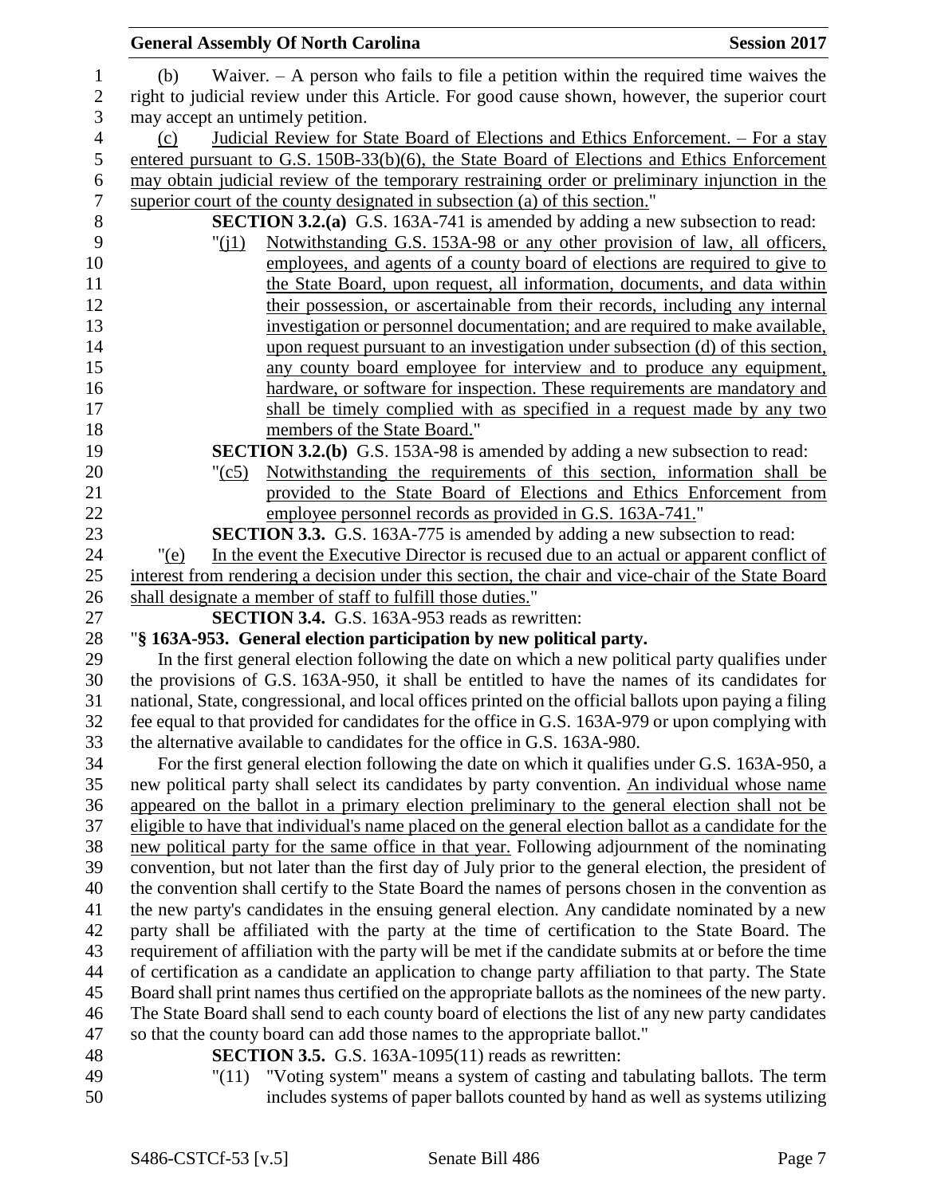(b) Waiver. – A person who fails to file a petition within the required time waives the right to judicial review under this Article. For good cause shown, however, the superior court may accept an untimely petition.

(c) Judicial Review for State Board of Elections and Ethics Enforcement. – For a stay entered pursuant to G.S. 150B-33(b)(6), the State Board of Elections and Ethics Enforcement may obtain judicial review of the temporary restraining order or preliminary injunction in the superior court of the county designated in subsection (a) of this section."

**SECTION 3.2.(a)** G.S. 163A-741 is amended by adding a new subsection to read:

"(j1) Notwithstanding G.S. 153A-98 or any other provision of law, all officers, employees, and agents of a county board of elections are required to give to the State Board, upon request, all information, documents, and data within their possession, or ascertainable from their records, including any internal investigation or personnel documentation; and are required to make available, upon request pursuant to an investigation under subsection (d) of this section, any county board employee for interview and to produce any equipment, hardware, or software for inspection. These requirements are mandatory and shall be timely complied with as specified in a request made by any two members of the State Board."

**SECTION 3.2.(b)** G.S. 153A-98 is amended by adding a new subsection to read:

"(c5) Notwithstanding the requirements of this section, information shall be provided to the State Board of Elections and Ethics Enforcement from employee personnel records as provided in G.S. 163A-741."

**SECTION 3.3.** G.S. 163A-775 is amended by adding a new subsection to read:

"(e) In the event the Executive Director is recused due to an actual or apparent conflict of interest from rendering a decision under this section, the chair and vice-chair of the State Board shall designate a member of staff to fulfill those duties."

**SECTION 3.4.** G.S. 163A-953 reads as rewritten:

"**§ 163A-953. General election participation by new political party.**

In the first general election following the date on which a new political party qualifies under the provisions of G.S. 163A-950, it shall be entitled to have the names of its candidates for national, State, congressional, and local offices printed on the official ballots upon paying a filing fee equal to that provided for candidates for the office in G.S. 163A-979 or upon complying with the alternative available to candidates for the office in G.S. 163A-980.

For the first general election following the date on which it qualifies under G.S. 163A-950, a new political party shall select its candidates by party convention. An individual whose name appeared on the ballot in a primary election preliminary to the general election shall not be eligible to have that individual's name placed on the general election ballot as a candidate for the new political party for the same office in that year. Following adjournment of the nominating convention, but not later than the first day of July prior to the general election, the president of the convention shall certify to the State Board the names of persons chosen in the convention as the new party's candidates in the ensuing general election. Any candidate nominated by a new party shall be affiliated with the party at the time of certification to the State Board. The requirement of affiliation with the party will be met if the candidate submits at or before the time of certification as a candidate an application to change party affiliation to that party. The State Board shall print names thus certified on the appropriate ballots as the nominees of the new party. The State Board shall send to each county board of elections the list of any new party candidates so that the county board can add those names to the appropriate ballot."

**SECTION 3.5.** G.S. 163A-1095(11) reads as rewritten:

"(11) "Voting system" means a system of casting and tabulating ballots. The term includes systems of paper ballots counted by hand as well as systems utilizing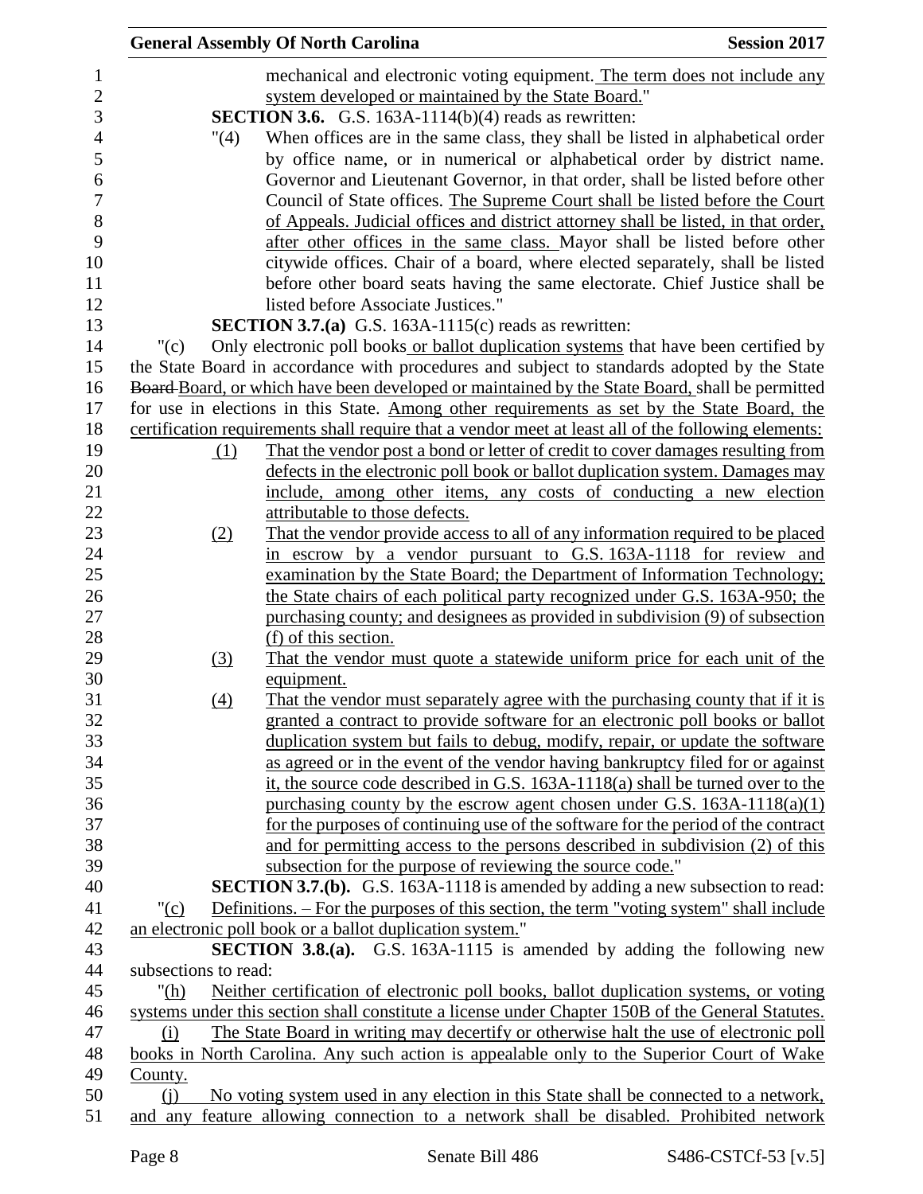mechanical and electronic voting equipment. The term does not include any system developed or maintained by the State Board."

**SECTION 3.6.** G.S. 163A-1114(b)(4) reads as rewritten:

"(4) When offices are in the same class, they shall be listed in alphabetical order by office name, or in numerical or alphabetical order by district name. Governor and Lieutenant Governor, in that order, shall be listed before other Council of State offices. The Supreme Court shall be listed before the Court of Appeals. Judicial offices and district attorney shall be listed, in that order, after other offices in the same class. Mayor shall be listed before other citywide offices. Chair of a board, where elected separately, shall be listed before other board seats having the same electorate. Chief Justice shall be listed before Associate Justices."

**SECTION 3.7.(a)** G.S. 163A-1115(c) reads as rewritten:

"(c) Only electronic poll books or ballot duplication systems that have been certified by the State Board in accordance with procedures and subject to standards adopted by the State ~~Board~~ Board, or which have been developed or maintained by the State Board, shall be permitted for use in elections in this State. Among other requirements as set by the State Board, the certification requirements shall require that a vendor meet at least all of the following elements:

(1) That the vendor post a bond or letter of credit to cover damages resulting from defects in the electronic poll book or ballot duplication system. Damages may include, among other items, any costs of conducting a new election attributable to those defects.

(2) That the vendor provide access to all of any information required to be placed in escrow by a vendor pursuant to G.S. 163A-1118 for review and examination by the State Board; the Department of Information Technology; the State chairs of each political party recognized under G.S. 163A-950; the purchasing county; and designees as provided in subdivision (9) of subsection (f) of this section.

(3) That the vendor must quote a statewide uniform price for each unit of the equipment.

(4) That the vendor must separately agree with the purchasing county that if it is granted a contract to provide software for an electronic poll books or ballot duplication system but fails to debug, modify, repair, or update the software as agreed or in the event of the vendor having bankruptcy filed for or against it, the source code described in G.S. 163A-1118(a) shall be turned over to the purchasing county by the escrow agent chosen under G.S. 163A-1118(a)(1) for the purposes of continuing use of the software for the period of the contract and for permitting access to the persons described in subdivision (2) of this subsection for the purpose of reviewing the source code."

**SECTION 3.7.(b).** G.S. 163A-1118 is amended by adding a new subsection to read:

"(c) Definitions. – For the purposes of this section, the term "voting system" shall include an electronic poll book or a ballot duplication system."

**SECTION 3.8.(a).** G.S. 163A-1115 is amended by adding the following new subsections to read:

"(h) Neither certification of electronic poll books, ballot duplication systems, or voting systems under this section shall constitute a license under Chapter 150B of the General Statutes.

(i) The State Board in writing may decertify or otherwise halt the use of electronic poll books in North Carolina. Any such action is appealable only to the Superior Court of Wake County.

(j) No voting system used in any election in this State shall be connected to a network, and any feature allowing connection to a network shall be disabled. Prohibited network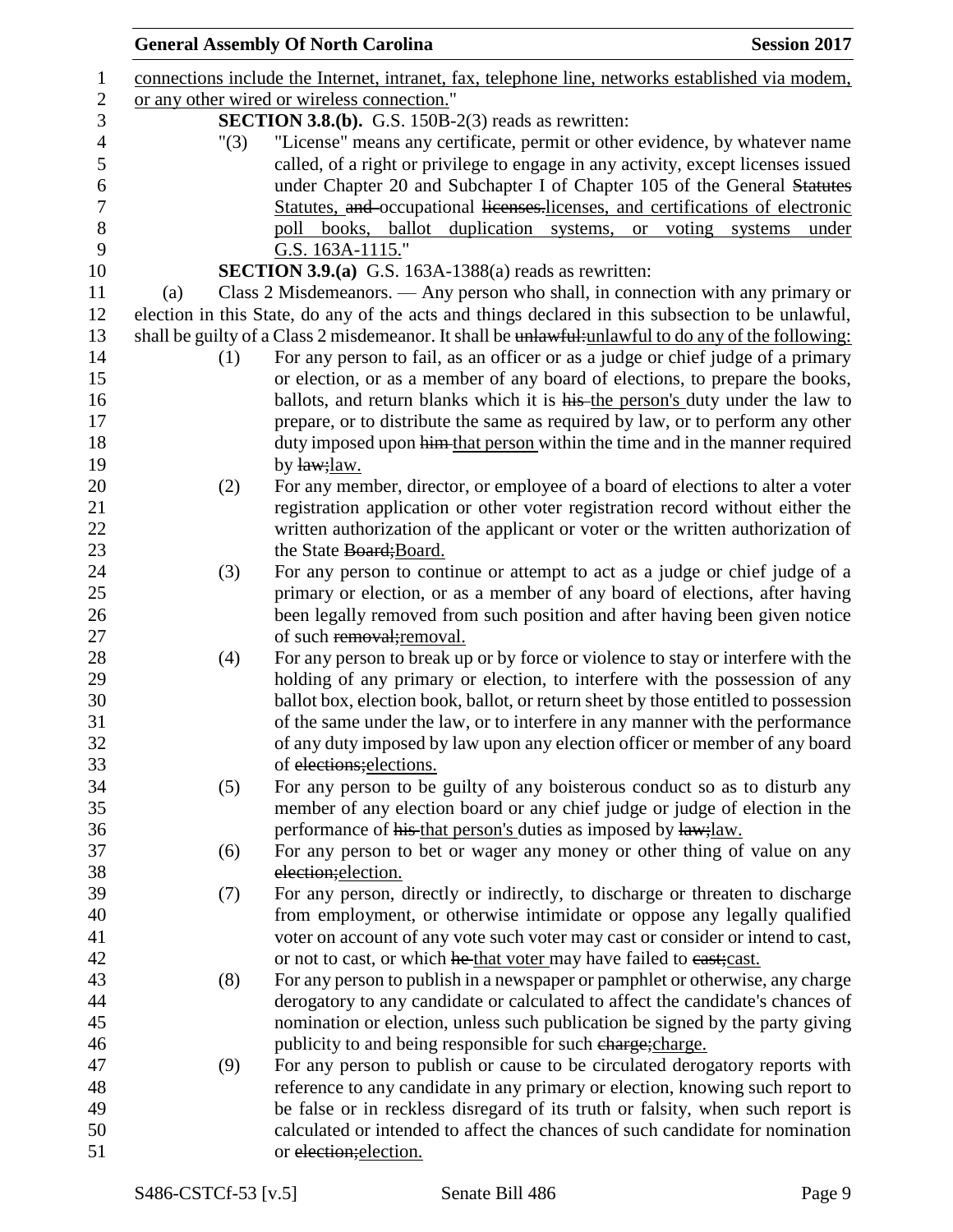connections include the Internet, intranet, fax, telephone line, networks established via modem, or any other wired or wireless connection."

**SECTION 3.8.(b).** G.S. 150B-2(3) reads as rewritten:

"(3) "License" means any certificate, permit or other evidence, by whatever name called, of a right or privilege to engage in any activity, except licenses issued under Chapter 20 and Subchapter I of Chapter 105 of the General ~~Statutes~~ Statutes, ~~and~~ occupational ~~licenses.~~licenses, and certifications of electronic poll books, ballot duplication systems, or voting systems under G.S. 163A-1115."

**SECTION 3.9.(a)** G.S. 163A-1388(a) reads as rewritten:

(a) Class 2 Misdemeanors. — Any person who shall, in connection with any primary or election in this State, do any of the acts and things declared in this subsection to be unlawful, shall be guilty of a Class 2 misdemeanor. It shall be ~~unlawful:~~unlawful to do any of the following:

(1) For any person to fail, as an officer or as a judge or chief judge of a primary or election, or as a member of any board of elections, to prepare the books, ballots, and return blanks which it is ~~his~~ the person's duty under the law to prepare, or to distribute the same as required by law, or to perform any other duty imposed upon ~~him~~ that person within the time and in the manner required by ~~law;~~law.

(2) For any member, director, or employee of a board of elections to alter a voter registration application or other voter registration record without either the written authorization of the applicant or voter or the written authorization of the State ~~Board;~~Board.

(3) For any person to continue or attempt to act as a judge or chief judge of a primary or election, or as a member of any board of elections, after having been legally removed from such position and after having been given notice of such ~~removal;~~removal.

(4) For any person to break up or by force or violence to stay or interfere with the holding of any primary or election, to interfere with the possession of any ballot box, election book, ballot, or return sheet by those entitled to possession of the same under the law, or to interfere in any manner with the performance of any duty imposed by law upon any election officer or member of any board of ~~elections;~~elections.

(5) For any person to be guilty of any boisterous conduct so as to disturb any member of any election board or any chief judge or judge of election in the performance of ~~his~~ that person's duties as imposed by ~~law;~~law.

(6) For any person to bet or wager any money or other thing of value on any ~~election;~~election.

(7) For any person, directly or indirectly, to discharge or threaten to discharge from employment, or otherwise intimidate or oppose any legally qualified voter on account of any vote such voter may cast or consider or intend to cast, or not to cast, or which ~~he~~ that voter may have failed to ~~cast;~~cast.

(8) For any person to publish in a newspaper or pamphlet or otherwise, any charge derogatory to any candidate or calculated to affect the candidate's chances of nomination or election, unless such publication be signed by the party giving publicity to and being responsible for such ~~charge;~~charge.

(9) For any person to publish or cause to be circulated derogatory reports with reference to any candidate in any primary or election, knowing such report to be false or in reckless disregard of its truth or falsity, when such report is calculated or intended to affect the chances of such candidate for nomination or ~~election;~~election.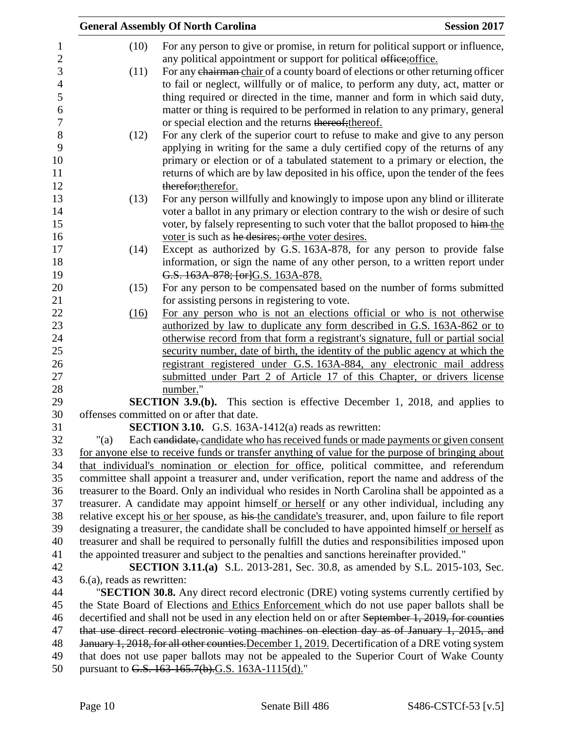(10) For any person to give or promise, in return for political support or influence, any political appointment or support for political ~~office;~~office.

(11) For any ~~chairman~~ chair of a county board of elections or other returning officer to fail or neglect, willfully or of malice, to perform any duty, act, matter or thing required or directed in the time, manner and form in which said duty, matter or thing is required to be performed in relation to any primary, general or special election and the returns ~~thereof;~~thereof.

(12) For any clerk of the superior court to refuse to make and give to any person applying in writing for the same a duly certified copy of the returns of any primary or election or of a tabulated statement to a primary or election, the returns of which are by law deposited in his office, upon the tender of the fees ~~therefor;~~therefor.

(13) For any person willfully and knowingly to impose upon any blind or illiterate voter a ballot in any primary or election contrary to the wish or desire of such voter, by falsely representing to such voter that the ballot proposed to ~~him~~ the voter is such as ~~he desires; or~~the voter desires.

(14) Except as authorized by G.S. 163A-878, for any person to provide false information, or sign the name of any other person, to a written report under ~~G.S. 163A-878; [or]~~G.S. 163A-878.

(15) For any person to be compensated based on the number of forms submitted for assisting persons in registering to vote.

(16) For any person who is not an elections official or who is not otherwise authorized by law to duplicate any form described in G.S. 163A-862 or to otherwise record from that form a registrant's signature, full or partial social security number, date of birth, the identity of the public agency at which the registrant registered under G.S. 163A-884, any electronic mail address submitted under Part 2 of Article 17 of this Chapter, or drivers license number."

**SECTION 3.9.(b).** This section is effective December 1, 2018, and applies to offenses committed on or after that date.

**SECTION 3.10.** G.S. 163A-1412(a) reads as rewritten:

"(a) Each ~~candidate,~~ candidate who has received funds or made payments or given consent for anyone else to receive funds or transfer anything of value for the purpose of bringing about that individual's nomination or election for office, political committee, and referendum committee shall appoint a treasurer and, under verification, report the name and address of the treasurer to the Board. Only an individual who resides in North Carolina shall be appointed as a treasurer. A candidate may appoint himself or herself or any other individual, including any relative except his or her spouse, as ~~his~~ the candidate's treasurer, and, upon failure to file report designating a treasurer, the candidate shall be concluded to have appointed himself or herself as treasurer and shall be required to personally fulfill the duties and responsibilities imposed upon the appointed treasurer and subject to the penalties and sanctions hereinafter provided."

**SECTION 3.11.(a)** S.L. 2013-281, Sec. 30.8, as amended by S.L. 2015-103, Sec. 6.(a), reads as rewritten:

"**SECTION 30.8.** Any direct record electronic (DRE) voting systems currently certified by the State Board of Elections and Ethics Enforcement which do not use paper ballots shall be decertified and shall not be used in any election held on or after ~~September 1, 2019, for counties that use direct record electronic voting machines on election day as of January 1, 2015, and January 1, 2018, for all other counties.~~December 1, 2019. Decertification of a DRE voting system that does not use paper ballots may not be appealed to the Superior Court of Wake County pursuant to ~~G.S. 163-165.7(b).~~G.S. 163A-1115(d)."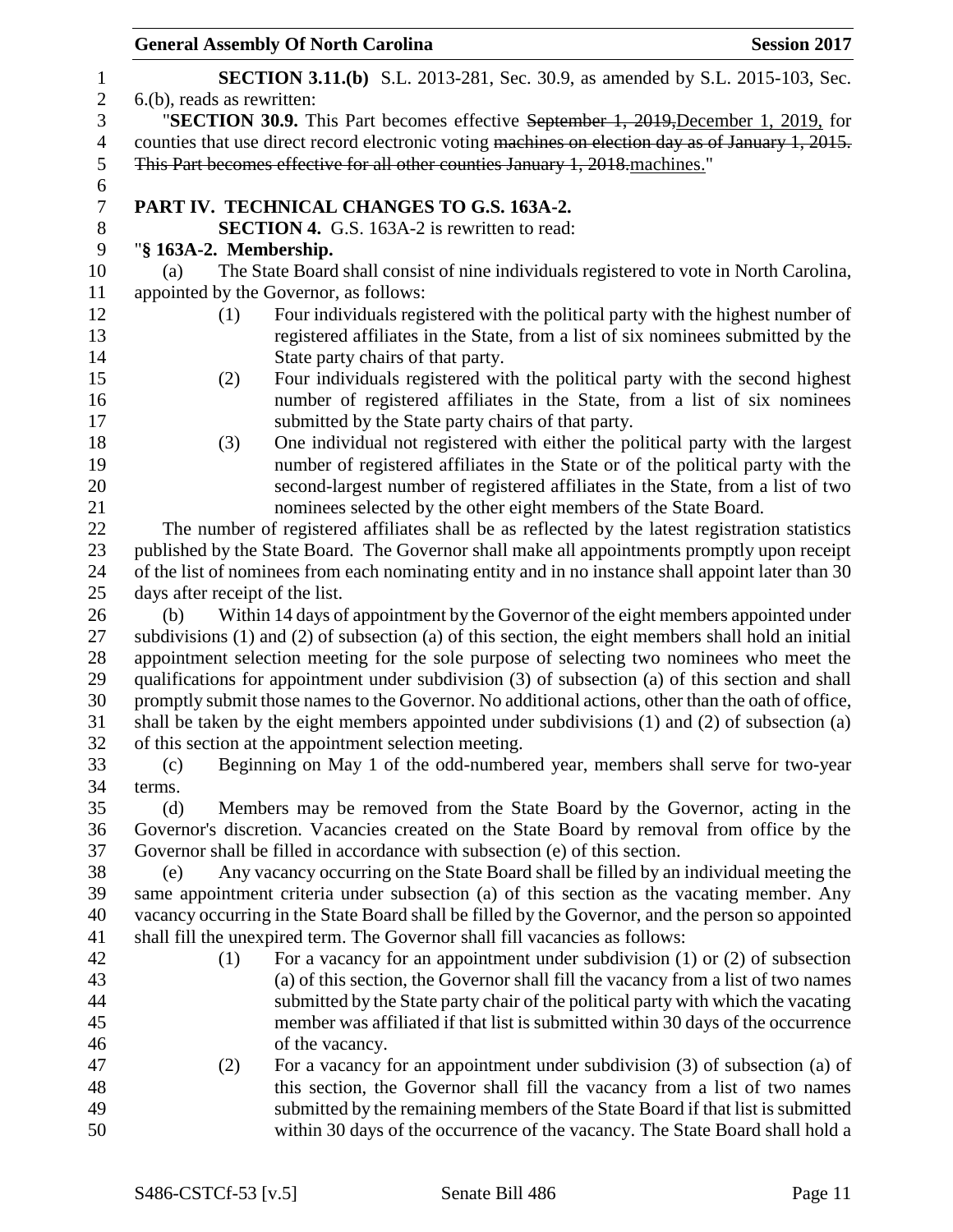**SECTION 3.11.(b)** S.L. 2013-281, Sec. 30.9, as amended by S.L. 2015-103, Sec. 6.(b), reads as rewritten:

"**SECTION 30.9.** This Part becomes effective ~~September 1, 2019,~~December 1, 2019, for counties that use direct record electronic voting ~~machines on election day as of January 1, 2015. This Part becomes effective for all other counties January 1, 2018.~~machines."

**PART IV. TECHNICAL CHANGES TO G.S. 163A-2.**

**SECTION 4.** G.S. 163A-2 is rewritten to read:

"**§ 163A-2. Membership.**

(a) The State Board shall consist of nine individuals registered to vote in North Carolina, appointed by the Governor, as follows:

(1) Four individuals registered with the political party with the highest number of registered affiliates in the State, from a list of six nominees submitted by the State party chairs of that party.

(2) Four individuals registered with the political party with the second highest number of registered affiliates in the State, from a list of six nominees submitted by the State party chairs of that party.

(3) One individual not registered with either the political party with the largest number of registered affiliates in the State or of the political party with the second-largest number of registered affiliates in the State, from a list of two nominees selected by the other eight members of the State Board.

The number of registered affiliates shall be as reflected by the latest registration statistics published by the State Board. The Governor shall make all appointments promptly upon receipt of the list of nominees from each nominating entity and in no instance shall appoint later than 30 days after receipt of the list.

(b) Within 14 days of appointment by the Governor of the eight members appointed under subdivisions (1) and (2) of subsection (a) of this section, the eight members shall hold an initial appointment selection meeting for the sole purpose of selecting two nominees who meet the qualifications for appointment under subdivision (3) of subsection (a) of this section and shall promptly submit those names to the Governor. No additional actions, other than the oath of office, shall be taken by the eight members appointed under subdivisions (1) and (2) of subsection (a) of this section at the appointment selection meeting.

(c) Beginning on May 1 of the odd-numbered year, members shall serve for two-year terms.

(d) Members may be removed from the State Board by the Governor, acting in the Governor's discretion. Vacancies created on the State Board by removal from office by the Governor shall be filled in accordance with subsection (e) of this section.

(e) Any vacancy occurring on the State Board shall be filled by an individual meeting the same appointment criteria under subsection (a) of this section as the vacating member. Any vacancy occurring in the State Board shall be filled by the Governor, and the person so appointed shall fill the unexpired term. The Governor shall fill vacancies as follows:

(1) For a vacancy for an appointment under subdivision (1) or (2) of subsection (a) of this section, the Governor shall fill the vacancy from a list of two names submitted by the State party chair of the political party with which the vacating member was affiliated if that list is submitted within 30 days of the occurrence of the vacancy.

(2) For a vacancy for an appointment under subdivision (3) of subsection (a) of this section, the Governor shall fill the vacancy from a list of two names submitted by the remaining members of the State Board if that list is submitted within 30 days of the occurrence of the vacancy. The State Board shall hold a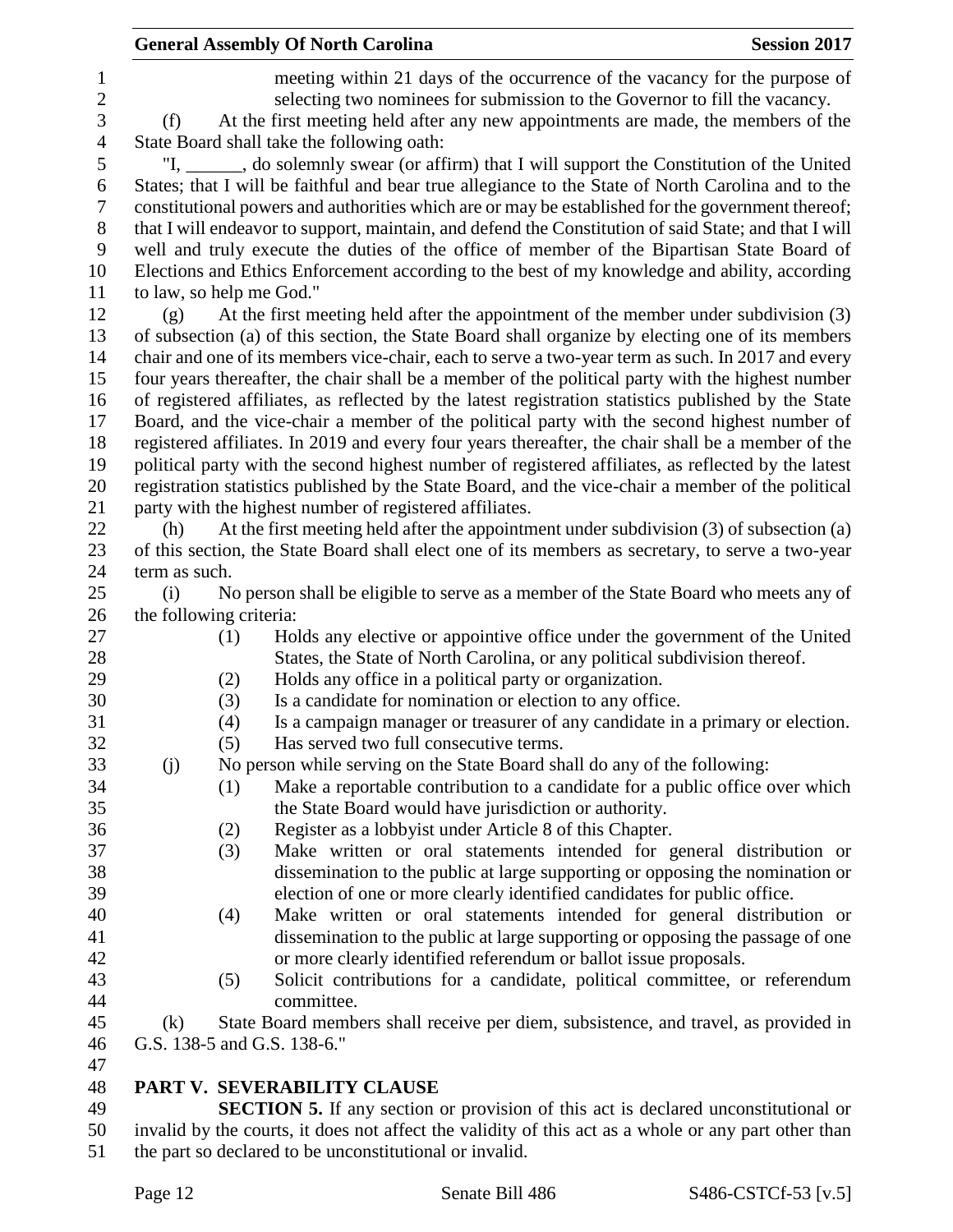meeting within 21 days of the occurrence of the vacancy for the purpose of selecting two nominees for submission to the Governor to fill the vacancy.

(f) At the first meeting held after any new appointments are made, the members of the State Board shall take the following oath:

"I, ______, do solemnly swear (or affirm) that I will support the Constitution of the United States; that I will be faithful and bear true allegiance to the State of North Carolina and to the constitutional powers and authorities which are or may be established for the government thereof; that I will endeavor to support, maintain, and defend the Constitution of said State; and that I will well and truly execute the duties of the office of member of the Bipartisan State Board of Elections and Ethics Enforcement according to the best of my knowledge and ability, according to law, so help me God."

(g) At the first meeting held after the appointment of the member under subdivision (3) of subsection (a) of this section, the State Board shall organize by electing one of its members chair and one of its members vice-chair, each to serve a two-year term as such. In 2017 and every four years thereafter, the chair shall be a member of the political party with the highest number of registered affiliates, as reflected by the latest registration statistics published by the State Board, and the vice-chair a member of the political party with the second highest number of registered affiliates. In 2019 and every four years thereafter, the chair shall be a member of the political party with the second highest number of registered affiliates, as reflected by the latest registration statistics published by the State Board, and the vice-chair a member of the political party with the highest number of registered affiliates.

(h) At the first meeting held after the appointment under subdivision (3) of subsection (a) of this section, the State Board shall elect one of its members as secretary, to serve a two-year term as such.

(i) No person shall be eligible to serve as a member of the State Board who meets any of the following criteria:

(1) Holds any elective or appointive office under the government of the United States, the State of North Carolina, or any political subdivision thereof.

(2) Holds any office in a political party or organization.

(3) Is a candidate for nomination or election to any office.

(4) Is a campaign manager or treasurer of any candidate in a primary or election.

(5) Has served two full consecutive terms.

(j) No person while serving on the State Board shall do any of the following:

(1) Make a reportable contribution to a candidate for a public office over which the State Board would have jurisdiction or authority.

(2) Register as a lobbyist under Article 8 of this Chapter.

(3) Make written or oral statements intended for general distribution or dissemination to the public at large supporting or opposing the nomination or election of one or more clearly identified candidates for public office.

(4) Make written or oral statements intended for general distribution or dissemination to the public at large supporting or opposing the passage of one or more clearly identified referendum or ballot issue proposals.

(5) Solicit contributions for a candidate, political committee, or referendum committee.

(k) State Board members shall receive per diem, subsistence, and travel, as provided in G.S. 138-5 and G.S. 138-6."

## PART V. SEVERABILITY CLAUSE

**SECTION 5.** If any section or provision of this act is declared unconstitutional or invalid by the courts, it does not affect the validity of this act as a whole or any part other than the part so declared to be unconstitutional or invalid.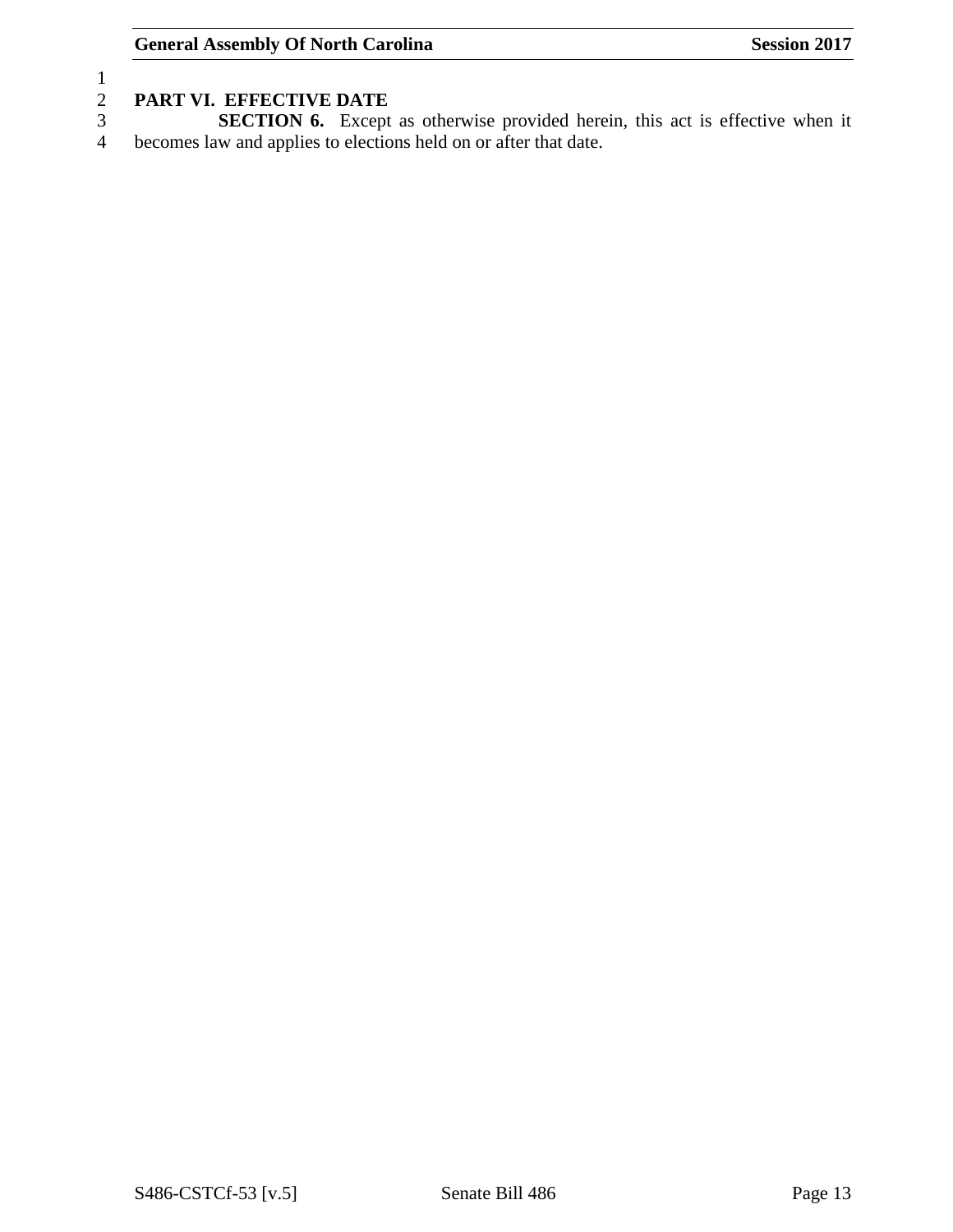**PART VI. EFFECTIVE DATE**

**SECTION 6.** Except as otherwise provided herein, this act is effective when it becomes law and applies to elections held on or after that date.